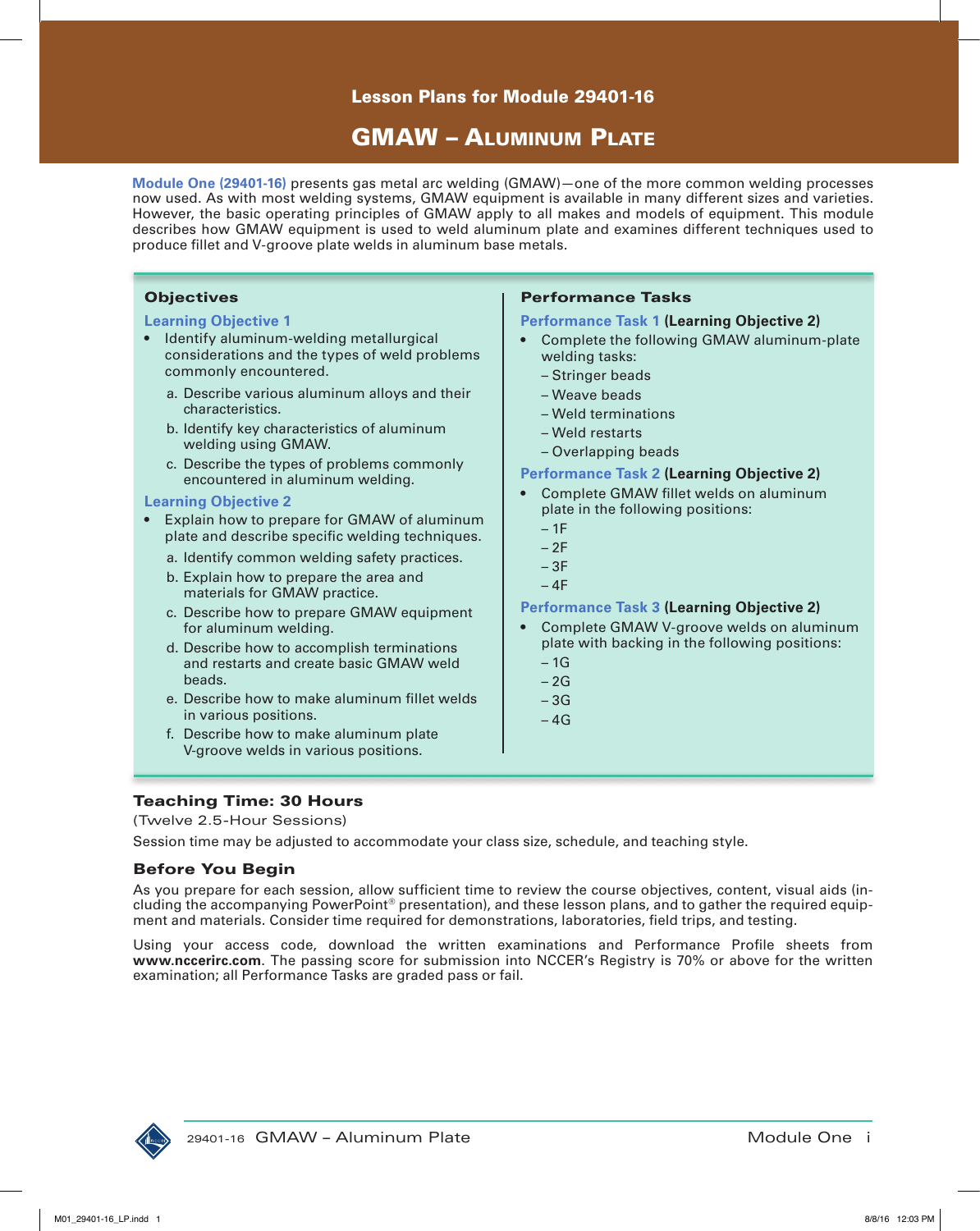# Lesson Plans for Module 29401-16

# GMAW – Aluminum Plate

**Module One (29401-16)** presents gas metal arc welding (GMAW)—one of the more common welding processes now used. As with most welding systems, GMAW equipment is available in many different sizes and varieties. However, the basic operating principles of GMAW apply to all makes and models of equipment. This module describes how GMAW equipment is used to weld aluminum plate and examines different techniques used to produce fillet and V-groove plate welds in aluminum base metals.

## Objectives

### Learning Objective 1

- Identify aluminum-welding metallurgical considerations and the types of weld problems commonly encountered.
  a. Describe various aluminum alloys and their characteristics.
  b. Identify key characteristics of aluminum welding using GMAW.
  c. Describe the types of problems commonly encountered in aluminum welding.

### Learning Objective 2

- Explain how to prepare for GMAW of aluminum plate and describe specific welding techniques.
  a. Identify common welding safety practices.
  b. Explain how to prepare the area and materials for GMAW practice.
  c. Describe how to prepare GMAW equipment for aluminum welding.
  d. Describe how to accomplish terminations and restarts and create basic GMAW weld beads.
  e. Describe how to make aluminum fillet welds in various positions.
  f. Describe how to make aluminum plate V-groove welds in various positions.

## Performance Tasks

### Performance Task 1 (Learning Objective 2)

- Complete the following GMAW aluminum-plate welding tasks:
  - Stringer beads
  - Weave beads
  - Weld terminations
  - Weld restarts
  - Overlapping beads

### Performance Task 2 (Learning Objective 2)

- Complete GMAW fillet welds on aluminum plate in the following positions:
  - 1F
  - 2F
  - 3F
  - 4F

### Performance Task 3 (Learning Objective 2)

- Complete GMAW V-groove welds on aluminum plate with backing in the following positions:
  - 1G
  - 2G
  - 3G
  - 4G

## Teaching Time: 30 Hours

(Twelve 2.5-Hour Sessions)

Session time may be adjusted to accommodate your class size, schedule, and teaching style.

## Before You Begin

As you prepare for each session, allow sufficient time to review the course objectives, content, visual aids (including the accompanying PowerPoint® presentation), and these lesson plans, and to gather the required equipment and materials. Consider time required for demonstrations, laboratories, field trips, and testing.

Using your access code, download the written examinations and Performance Profile sheets from **www.nccerirc.com**. The passing score for submission into NCCER's Registry is 70% or above for the written examination; all Performance Tasks are graded pass or fail.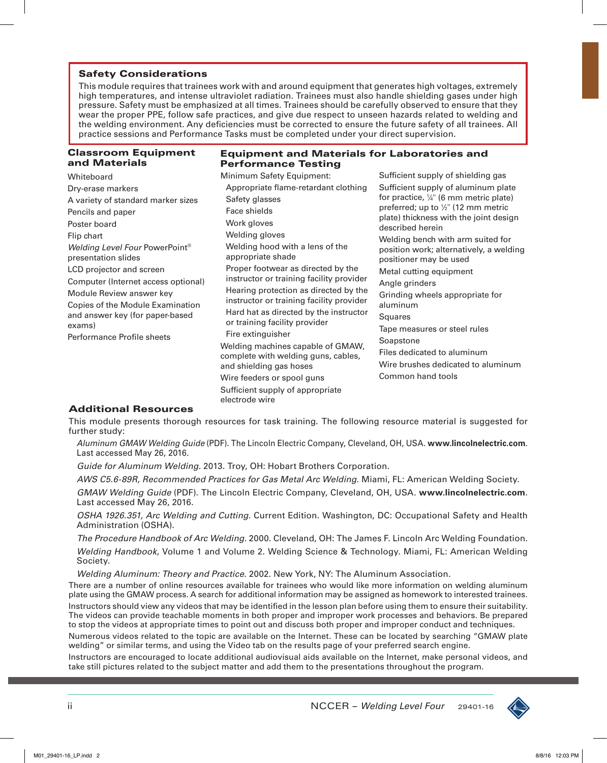## Safety Considerations

This module requires that trainees work with and around equipment that generates high voltages, extremely high temperatures, and intense ultraviolet radiation. Trainees must also handle shielding gases under high pressure. Safety must be emphasized at all times. Trainees should be carefully observed to ensure that they wear the proper PPE, follow safe practices, and give due respect to unseen hazards related to welding and the welding environment. Any deficiencies must be corrected to ensure the future safety of all trainees. All practice sessions and Performance Tasks must be completed under your direct supervision.

## Classroom Equipment and Materials

- Whiteboard
- Dry-erase markers
- A variety of standard marker sizes
- Pencils and paper
- Poster board
- Flip chart
- *Welding Level Four* PowerPoint® presentation slides
- LCD projector and screen
- Computer (Internet access optional)
- Module Review answer key
- Copies of the Module Examination and answer key (for paper-based exams)
- Performance Profile sheets

## Equipment and Materials for Laboratories and Performance Testing

- Minimum Safety Equipment:
  - Appropriate flame-retardant clothing
  - Safety glasses
  - Face shields
  - Work gloves
  - Welding gloves
  - Welding hood with a lens of the appropriate shade
  - Proper footwear as directed by the instructor or training facility provider
  - Hearing protection as directed by the instructor or training facility provider
  - Hard hat as directed by the instructor or training facility provider
  - Fire extinguisher
- Welding machines capable of GMAW, complete with welding guns, cables, and shielding gas hoses
- Wire feeders or spool guns
- Sufficient supply of appropriate electrode wire
- Sufficient supply of shielding gas
- Sufficient supply of aluminum plate for practice, ¼" (6 mm metric plate) preferred; up to ½" (12 mm metric plate) thickness with the joint design described herein
- Welding bench with arm suited for position work; alternatively, a welding positioner may be used
- Metal cutting equipment
- Angle grinders
- Grinding wheels appropriate for aluminum
- Squares
- Tape measures or steel rules
- Soapstone
- Files dedicated to aluminum
- Wire brushes dedicated to aluminum
- Common hand tools

## Additional Resources

This module presents thorough resources for task training. The following resource material is suggested for further study:

*Aluminum GMAW Welding Guide* (PDF). The Lincoln Electric Company, Cleveland, OH, USA. **www.lincolnelectric.com**. Last accessed May 26, 2016.

*Guide for Aluminum Welding*. 2013. Troy, OH: Hobart Brothers Corporation.

*AWS C5.6-89R, Recommended Practices for Gas Metal Arc Welding*. Miami, FL: American Welding Society.

*GMAW Welding Guide* (PDF). The Lincoln Electric Company, Cleveland, OH, USA. **www.lincolnelectric.com**. Last accessed May 26, 2016.

*OSHA 1926.351, Arc Welding and Cutting*. Current Edition. Washington, DC: Occupational Safety and Health Administration (OSHA).

*The Procedure Handbook of Arc Welding*. 2000. Cleveland, OH: The James F. Lincoln Arc Welding Foundation.

*Welding Handbook*, Volume 1 and Volume 2. Welding Science & Technology. Miami, FL: American Welding Society.

*Welding Aluminum: Theory and Practice*. 2002. New York, NY: The Aluminum Association.

There are a number of online resources available for trainees who would like more information on welding aluminum plate using the GMAW process. A search for additional information may be assigned as homework to interested trainees.

Instructors should view any videos that may be identified in the lesson plan before using them to ensure their suitability. The videos can provide teachable moments in both proper and improper work processes and behaviors. Be prepared to stop the videos at appropriate times to point out and discuss both proper and improper conduct and techniques.

Numerous videos related to the topic are available on the Internet. These can be located by searching "GMAW plate welding" or similar terms, and using the Video tab on the results page of your preferred search engine.

Instructors are encouraged to locate additional audiovisual aids available on the Internet, make personal videos, and take still pictures related to the subject matter and add them to the presentations throughout the program.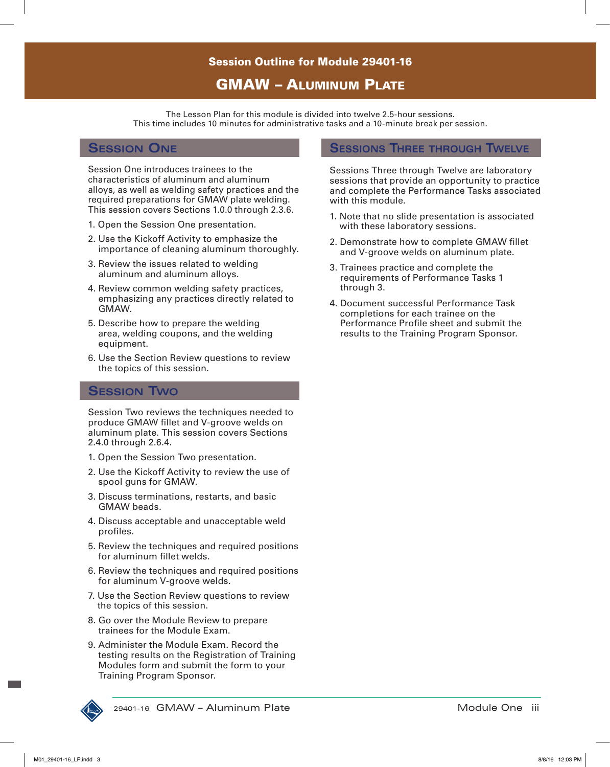# Session Outline for Module 29401-16

# GMAW – Aluminum Plate

The Lesson Plan for this module is divided into twelve 2.5-hour sessions.
This time includes 10 minutes for administrative tasks and a 10-minute break per session.

## Session One

Session One introduces trainees to the characteristics of aluminum and aluminum alloys, as well as welding safety practices and the required preparations for GMAW plate welding. This session covers Sections 1.0.0 through 2.3.6.

1. Open the Session One presentation.
2. Use the Kickoff Activity to emphasize the importance of cleaning aluminum thoroughly.
3. Review the issues related to welding aluminum and aluminum alloys.
4. Review common welding safety practices, emphasizing any practices directly related to GMAW.
5. Describe how to prepare the welding area, welding coupons, and the welding equipment.
6. Use the Section Review questions to review the topics of this session.

## Session Two

Session Two reviews the techniques needed to produce GMAW fillet and V-groove welds on aluminum plate. This session covers Sections 2.4.0 through 2.6.4.

1. Open the Session Two presentation.
2. Use the Kickoff Activity to review the use of spool guns for GMAW.
3. Discuss terminations, restarts, and basic GMAW beads.
4. Discuss acceptable and unacceptable weld profiles.
5. Review the techniques and required positions for aluminum fillet welds.
6. Review the techniques and required positions for aluminum V-groove welds.
7. Use the Section Review questions to review the topics of this session.
8. Go over the Module Review to prepare trainees for the Module Exam.
9. Administer the Module Exam. Record the testing results on the Registration of Training Modules form and submit the form to your Training Program Sponsor.

## Sessions Three through Twelve

Sessions Three through Twelve are laboratory sessions that provide an opportunity to practice and complete the Performance Tasks associated with this module.

1. Note that no slide presentation is associated with these laboratory sessions.
2. Demonstrate how to complete GMAW fillet and V-groove welds on aluminum plate.
3. Trainees practice and complete the requirements of Performance Tasks 1 through 3.
4. Document successful Performance Task completions for each trainee on the Performance Profile sheet and submit the results to the Training Program Sponsor.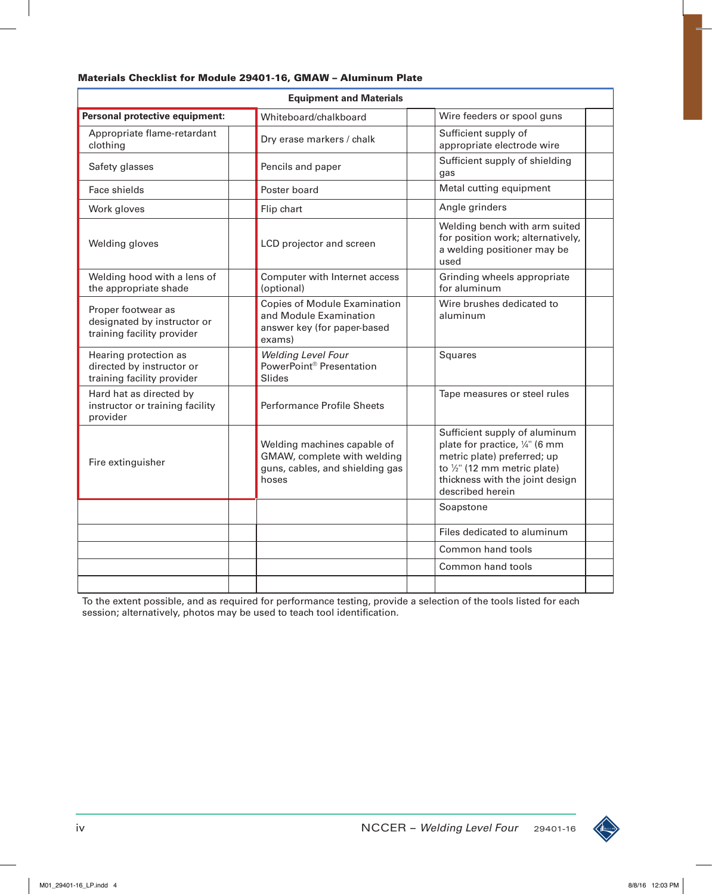**Materials Checklist for Module 29401-16, GMAW – Aluminum Plate**

| Equipment and Materials | | | | | |
|---|---|---|---|---|---|
| **Personal protective equipment:** | | Whiteboard/chalkboard | | Wire feeders or spool guns | |
| Appropriate flame-retardant clothing | | Dry erase markers / chalk | | Sufficient supply of appropriate electrode wire | |
| Safety glasses | | Pencils and paper | | Sufficient supply of shielding gas | |
| Face shields | | Poster board | | Metal cutting equipment | |
| Work gloves | | Flip chart | | Angle grinders | |
| Welding gloves | | LCD projector and screen | | Welding bench with arm suited for position work; alternatively, a welding positioner may be used | |
| Welding hood with a lens of the appropriate shade | | Computer with Internet access (optional) | | Grinding wheels appropriate for aluminum | |
| Proper footwear as designated by instructor or training facility provider | | Copies of Module Examination and Module Examination answer key (for paper-based exams) | | Wire brushes dedicated to aluminum | |
| Hearing protection as directed by instructor or training facility provider | | *Welding Level Four* PowerPoint® Presentation Slides | | Squares | |
| Hard hat as directed by instructor or training facility provider | | Performance Profile Sheets | | Tape measures or steel rules | |
| Fire extinguisher | | Welding machines capable of GMAW, complete with welding guns, cables, and shielding gas hoses | | Sufficient supply of aluminum plate for practice, ¼" (6 mm metric plate) preferred; up to ½" (12 mm metric plate) thickness with the joint design described herein | |
| | | | | Soapstone | |
| | | | | Files dedicated to aluminum | |
| | | | | Common hand tools | |
| | | | | Common hand tools | |
| | | | | | |

To the extent possible, and as required for performance testing, provide a selection of the tools listed for each session; alternatively, photos may be used to teach tool identification.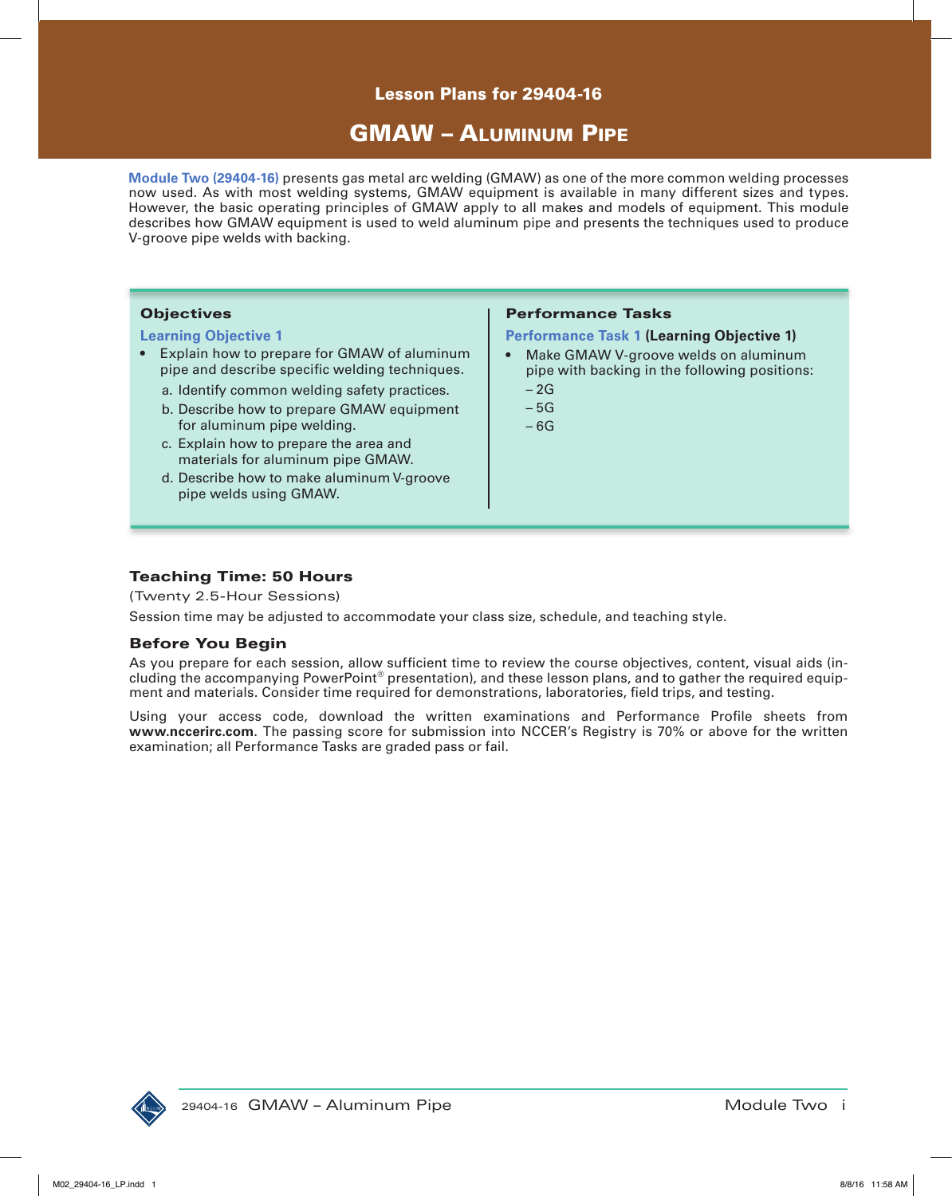## Lesson Plans for 29404-16

# GMAW – Aluminum Pipe

**Module Two (29404-16)** presents gas metal arc welding (GMAW) as one of the more common welding processes now used. As with most welding systems, GMAW equipment is available in many different sizes and types. However, the basic operating principles of GMAW apply to all makes and models of equipment. This module describes how GMAW equipment is used to weld aluminum pipe and presents the techniques used to produce V-groove pipe welds with backing.

### Objectives

**Learning Objective 1**

- Explain how to prepare for GMAW of aluminum pipe and describe specific welding techniques.
  - a. Identify common welding safety practices.
  - b. Describe how to prepare GMAW equipment for aluminum pipe welding.
  - c. Explain how to prepare the area and materials for aluminum pipe GMAW.
  - d. Describe how to make aluminum V-groove pipe welds using GMAW.

### Performance Tasks

**Performance Task 1 (Learning Objective 1)**

- Make GMAW V-groove welds on aluminum pipe with backing in the following positions:
  - 2G
  - 5G
  - 6G

### Teaching Time: 50 Hours

(Twenty 2.5-Hour Sessions)

Session time may be adjusted to accommodate your class size, schedule, and teaching style.

### Before You Begin

As you prepare for each session, allow sufficient time to review the course objectives, content, visual aids (including the accompanying PowerPoint® presentation), and these lesson plans, and to gather the required equipment and materials. Consider time required for demonstrations, laboratories, field trips, and testing.

Using your access code, download the written examinations and Performance Profile sheets from **www.nccerirc.com**. The passing score for submission into NCCER's Registry is 70% or above for the written examination; all Performance Tasks are graded pass or fail.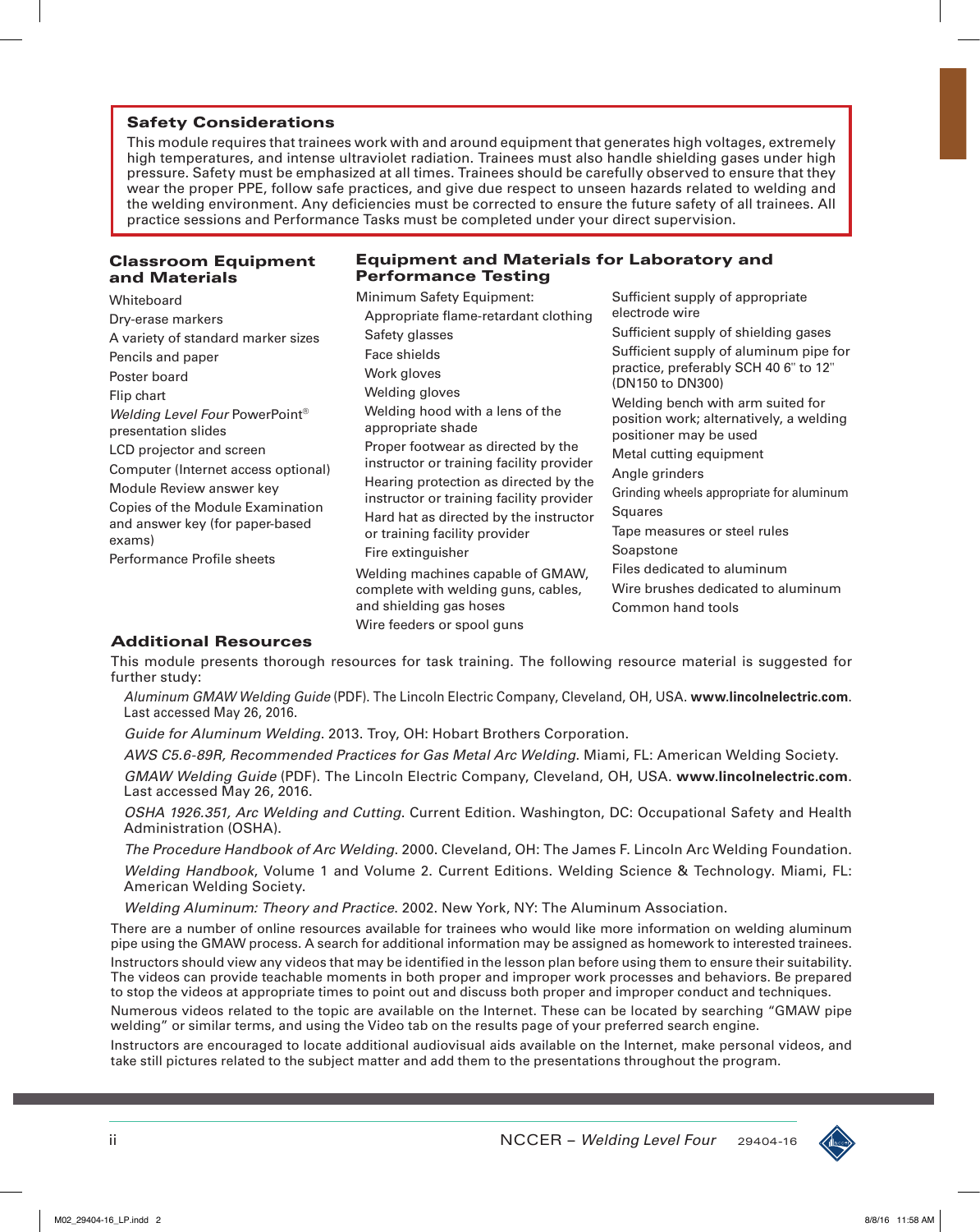## Safety Considerations

This module requires that trainees work with and around equipment that generates high voltages, extremely high temperatures, and intense ultraviolet radiation. Trainees must also handle shielding gases under high pressure. Safety must be emphasized at all times. Trainees should be carefully observed to ensure that they wear the proper PPE, follow safe practices, and give due respect to unseen hazards related to welding and the welding environment. Any deficiencies must be corrected to ensure the future safety of all trainees. All practice sessions and Performance Tasks must be completed under your direct supervision.

## Classroom Equipment and Materials

Whiteboard
Dry-erase markers
A variety of standard marker sizes
Pencils and paper
Poster board
Flip chart
*Welding Level Four* PowerPoint® presentation slides
LCD projector and screen
Computer (Internet access optional)
Module Review answer key
Copies of the Module Examination and answer key (for paper-based exams)
Performance Profile sheets

## Equipment and Materials for Laboratory and Performance Testing

Minimum Safety Equipment:
- Appropriate flame-retardant clothing
- Safety glasses
- Face shields
- Work gloves
- Welding gloves
- Welding hood with a lens of the appropriate shade
- Proper footwear as directed by the instructor or training facility provider
- Hearing protection as directed by the instructor or training facility provider
- Hard hat as directed by the instructor or training facility provider
- Fire extinguisher

Welding machines capable of GMAW, complete with welding guns, cables, and shielding gas hoses
Wire feeders or spool guns
Sufficient supply of appropriate electrode wire
Sufficient supply of shielding gases
Sufficient supply of aluminum pipe for practice, preferably SCH 40 6" to 12" (DN150 to DN300)
Welding bench with arm suited for position work; alternatively, a welding positioner may be used
Metal cutting equipment
Angle grinders
Grinding wheels appropriate for aluminum
Squares
Tape measures or steel rules
Soapstone
Files dedicated to aluminum
Wire brushes dedicated to aluminum
Common hand tools

## Additional Resources

This module presents thorough resources for task training. The following resource material is suggested for further study:

*Aluminum GMAW Welding Guide* (PDF). The Lincoln Electric Company, Cleveland, OH, USA. **www.lincolnelectric.com**. Last accessed May 26, 2016.

*Guide for Aluminum Welding*. 2013. Troy, OH: Hobart Brothers Corporation.

*AWS C5.6-89R, Recommended Practices for Gas Metal Arc Welding*. Miami, FL: American Welding Society.

*GMAW Welding Guide* (PDF). The Lincoln Electric Company, Cleveland, OH, USA. **www.lincolnelectric.com**. Last accessed May 26, 2016.

*OSHA 1926.351, Arc Welding and Cutting*. Current Edition. Washington, DC: Occupational Safety and Health Administration (OSHA).

*The Procedure Handbook of Arc Welding*. 2000. Cleveland, OH: The James F. Lincoln Arc Welding Foundation.

*Welding Handbook*, Volume 1 and Volume 2. Current Editions. Welding Science & Technology. Miami, FL: American Welding Society.

*Welding Aluminum: Theory and Practice*. 2002. New York, NY: The Aluminum Association.

There are a number of online resources available for trainees who would like more information on welding aluminum pipe using the GMAW process. A search for additional information may be assigned as homework to interested trainees.

Instructors should view any videos that may be identified in the lesson plan before using them to ensure their suitability. The videos can provide teachable moments in both proper and improper work processes and behaviors. Be prepared to stop the videos at appropriate times to point out and discuss both proper and improper conduct and techniques.

Numerous videos related to the topic are available on the Internet. These can be located by searching "GMAW pipe welding" or similar terms, and using the Video tab on the results page of your preferred search engine.

Instructors are encouraged to locate additional audiovisual aids available on the Internet, make personal videos, and take still pictures related to the subject matter and add them to the presentations throughout the program.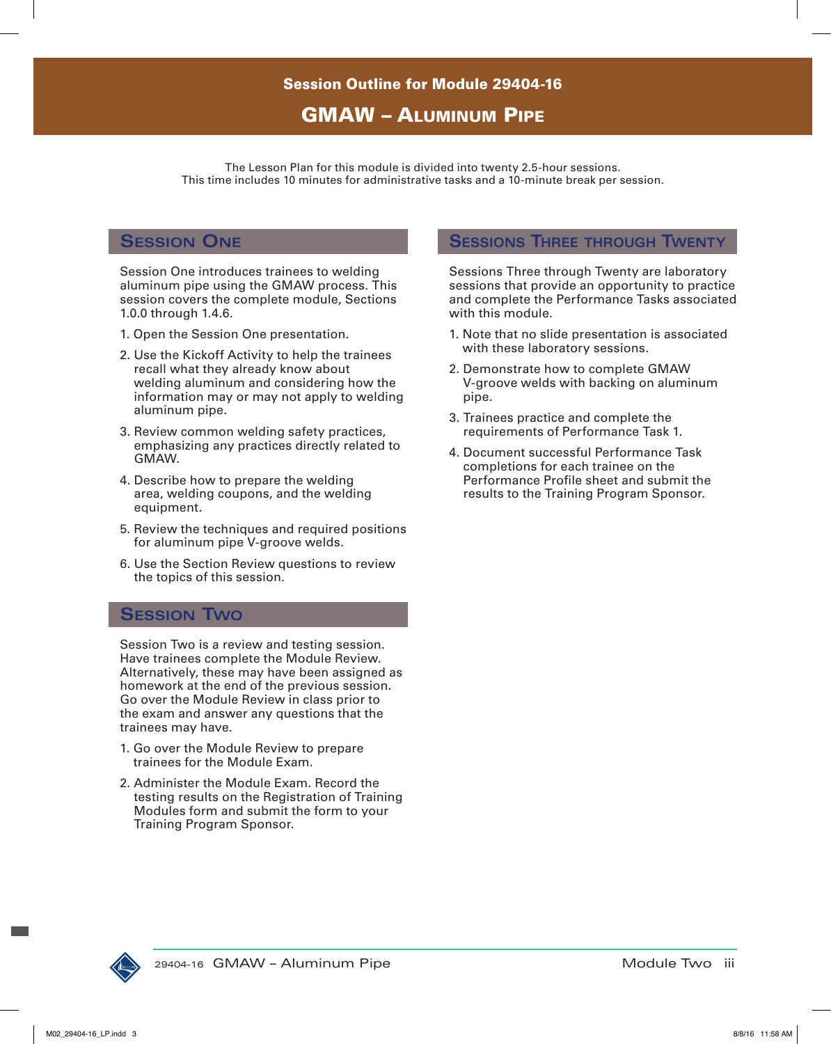## Session Outline for Module 29404-16

# GMAW – Aluminum Pipe

The Lesson Plan for this module is divided into twenty 2.5-hour sessions.
This time includes 10 minutes for administrative tasks and a 10-minute break per session.

### Session One

Session One introduces trainees to welding aluminum pipe using the GMAW process. This session covers the complete module, Sections 1.0.0 through 1.4.6.

1. Open the Session One presentation.
2. Use the Kickoff Activity to help the trainees recall what they already know about welding aluminum and considering how the information may or may not apply to welding aluminum pipe.
3. Review common welding safety practices, emphasizing any practices directly related to GMAW.
4. Describe how to prepare the welding area, welding coupons, and the welding equipment.
5. Review the techniques and required positions for aluminum pipe V-groove welds.
6. Use the Section Review questions to review the topics of this session.

### Session Two

Session Two is a review and testing session. Have trainees complete the Module Review. Alternatively, these may have been assigned as homework at the end of the previous session. Go over the Module Review in class prior to the exam and answer any questions that the trainees may have.

1. Go over the Module Review to prepare trainees for the Module Exam.
2. Administer the Module Exam. Record the testing results on the Registration of Training Modules form and submit the form to your Training Program Sponsor.

### Sessions Three through Twenty

Sessions Three through Twenty are laboratory sessions that provide an opportunity to practice and complete the Performance Tasks associated with this module.

1. Note that no slide presentation is associated with these laboratory sessions.
2. Demonstrate how to complete GMAW V-groove welds with backing on aluminum pipe.
3. Trainees practice and complete the requirements of Performance Task 1.
4. Document successful Performance Task completions for each trainee on the Performance Profile sheet and submit the results to the Training Program Sponsor.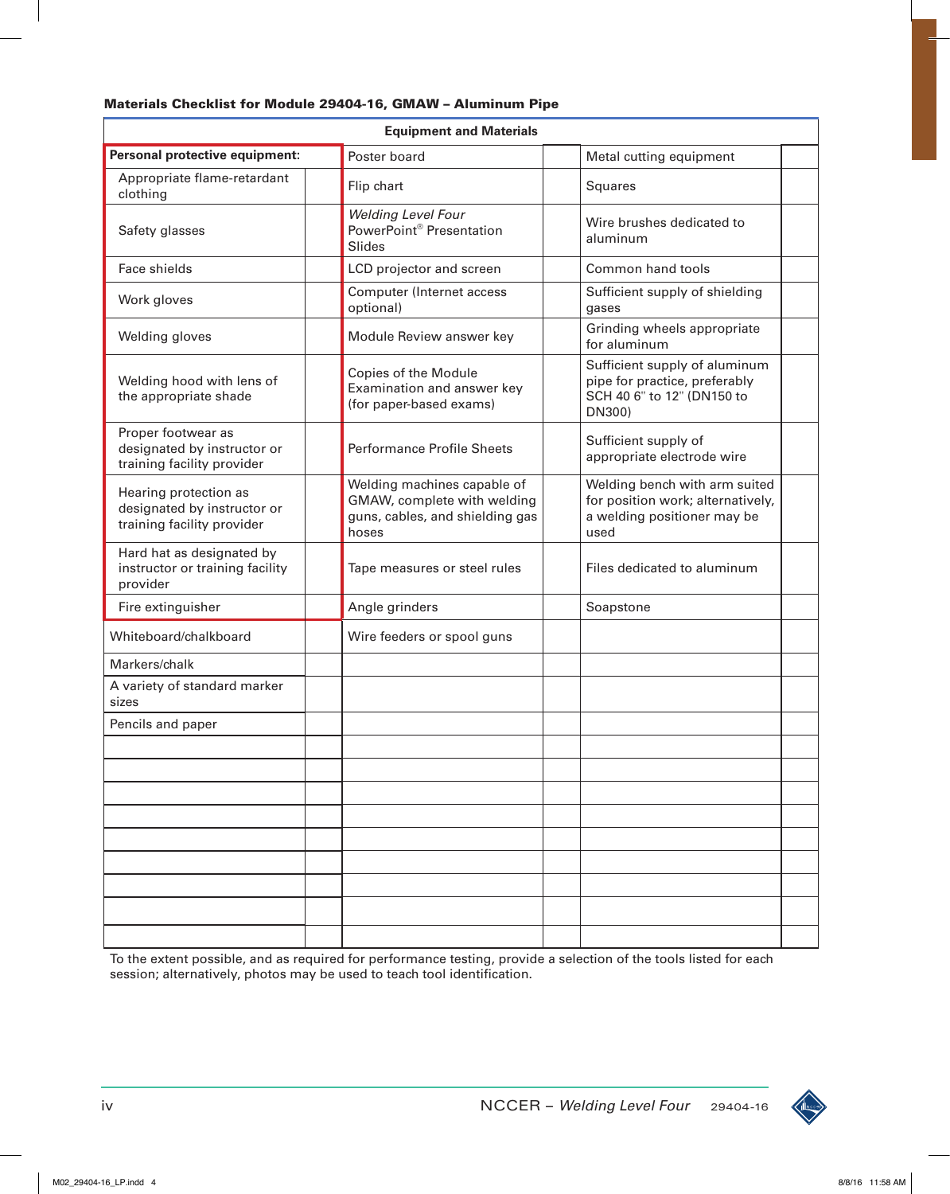**Materials Checklist for Module 29404-16, GMAW – Aluminum Pipe**

| Equipment and Materials | | | | | |
|---|---|---|---|---|---|
| **Personal protective equipment:** | | Poster board | | Metal cutting equipment | |
| Appropriate flame-retardant clothing | | Flip chart | | Squares | |
| Safety glasses | | *Welding Level Four* PowerPoint® Presentation Slides | | Wire brushes dedicated to aluminum | |
| Face shields | | LCD projector and screen | | Common hand tools | |
| Work gloves | | Computer (Internet access optional) | | Sufficient supply of shielding gases | |
| Welding gloves | | Module Review answer key | | Grinding wheels appropriate for aluminum | |
| Welding hood with lens of the appropriate shade | | Copies of the Module Examination and answer key (for paper-based exams) | | Sufficient supply of aluminum pipe for practice, preferably SCH 40 6" to 12" (DN150 to DN300) | |
| Proper footwear as designated by instructor or training facility provider | | Performance Profile Sheets | | Sufficient supply of appropriate electrode wire | |
| Hearing protection as designated by instructor or training facility provider | | Welding machines capable of GMAW, complete with welding guns, cables, and shielding gas hoses | | Welding bench with arm suited for position work; alternatively, a welding positioner may be used | |
| Hard hat as designated by instructor or training facility provider | | Tape measures or steel rules | | Files dedicated to aluminum | |
| Fire extinguisher | | Angle grinders | | Soapstone | |
| Whiteboard/chalkboard | | Wire feeders or spool guns | | | |
| Markers/chalk | | | | | |
| A variety of standard marker sizes | | | | | |
| Pencils and paper | | | | | |
| | | | | | |
| | | | | | |
| | | | | | |
| | | | | | |
| | | | | | |
| | | | | | |
| | | | | | |
| | | | | | |
| | | | | | |

To the extent possible, and as required for performance testing, provide a selection of the tools listed for each session; alternatively, photos may be used to teach tool identification.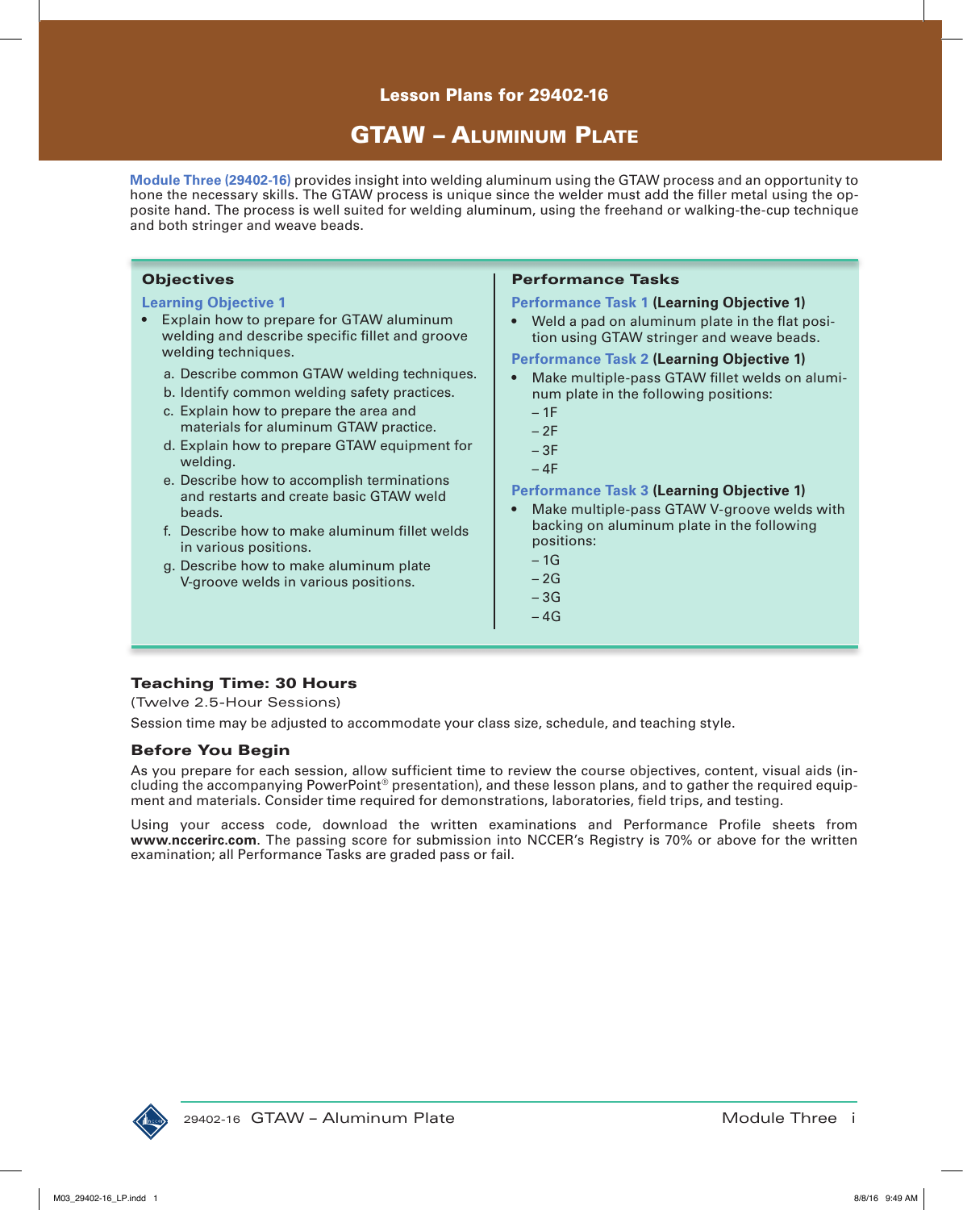## Lesson Plans for 29402-16

# GTAW – Aluminum Plate

**Module Three (29402-16)** provides insight into welding aluminum using the GTAW process and an opportunity to hone the necessary skills. The GTAW process is unique since the welder must add the filler metal using the opposite hand. The process is well suited for welding aluminum, using the freehand or walking-the-cup technique and both stringer and weave beads.

### Objectives

**Learning Objective 1**

- Explain how to prepare for GTAW aluminum welding and describe specific fillet and groove welding techniques.
  - a. Describe common GTAW welding techniques.
  - b. Identify common welding safety practices.
  - c. Explain how to prepare the area and materials for aluminum GTAW practice.
  - d. Explain how to prepare GTAW equipment for welding.
  - e. Describe how to accomplish terminations and restarts and create basic GTAW weld beads.
  - f. Describe how to make aluminum fillet welds in various positions.
  - g. Describe how to make aluminum plate V-groove welds in various positions.

### Performance Tasks

**Performance Task 1 (Learning Objective 1)**

- Weld a pad on aluminum plate in the flat position using GTAW stringer and weave beads.

**Performance Task 2 (Learning Objective 1)**

- Make multiple-pass GTAW fillet welds on aluminum plate in the following positions:
  - 1F
  - 2F
  - 3F
  - 4F

**Performance Task 3 (Learning Objective 1)**

- Make multiple-pass GTAW V-groove welds with backing on aluminum plate in the following positions:
  - 1G
  - 2G
  - 3G
  - 4G

### Teaching Time: 30 Hours

(Twelve 2.5-Hour Sessions)

Session time may be adjusted to accommodate your class size, schedule, and teaching style.

### Before You Begin

As you prepare for each session, allow sufficient time to review the course objectives, content, visual aids (including the accompanying PowerPoint® presentation), and these lesson plans, and to gather the required equipment and materials. Consider time required for demonstrations, laboratories, field trips, and testing.

Using your access code, download the written examinations and Performance Profile sheets from **www.nccerirc.com**. The passing score for submission into NCCER's Registry is 70% or above for the written examination; all Performance Tasks are graded pass or fail.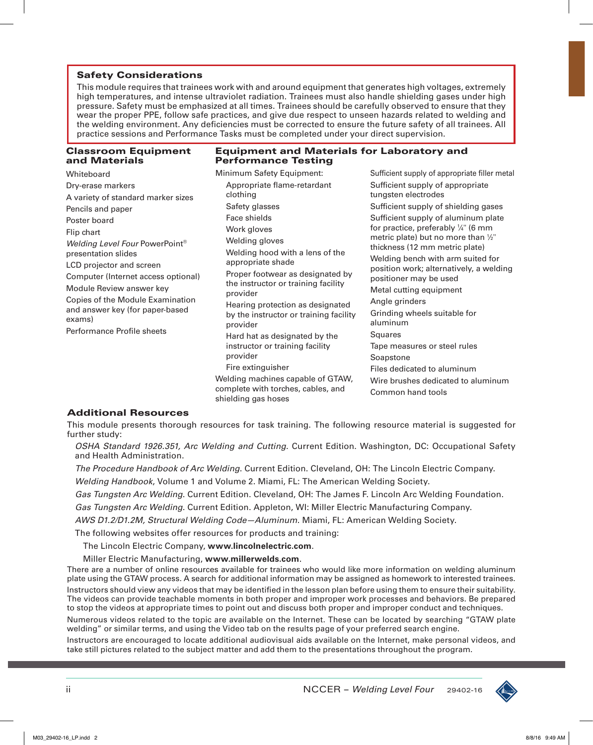## Safety Considerations

This module requires that trainees work with and around equipment that generates high voltages, extremely high temperatures, and intense ultraviolet radiation. Trainees must also handle shielding gases under high pressure. Safety must be emphasized at all times. Trainees should be carefully observed to ensure that they wear the proper PPE, follow safe practices, and give due respect to unseen hazards related to welding and the welding environment. Any deficiencies must be corrected to ensure the future safety of all trainees. All practice sessions and Performance Tasks must be completed under your direct supervision.

## Classroom Equipment and Materials

- Whiteboard
- Dry-erase markers
- A variety of standard marker sizes
- Pencils and paper
- Poster board
- Flip chart
- *Welding Level Four* PowerPoint® presentation slides
- LCD projector and screen
- Computer (Internet access optional)
- Module Review answer key
- Copies of the Module Examination and answer key (for paper-based exams)
- Performance Profile sheets

## Equipment and Materials for Laboratory and Performance Testing

- Minimum Safety Equipment:
  - Appropriate flame-retardant clothing
  - Safety glasses
  - Face shields
  - Work gloves
  - Welding gloves
  - Welding hood with a lens of the appropriate shade
  - Proper footwear as designated by the instructor or training facility provider
  - Hearing protection as designated by the instructor or training facility provider
  - Hard hat as designated by the instructor or training facility provider
  - Fire extinguisher
- Welding machines capable of GTAW, complete with torches, cables, and shielding gas hoses
- Sufficient supply of appropriate filler metal
- Sufficient supply of appropriate tungsten electrodes
- Sufficient supply of shielding gases
- Sufficient supply of aluminum plate for practice, preferably ¼" (6 mm metric plate) but no more than ½" thickness (12 mm metric plate)
- Welding bench with arm suited for position work; alternatively, a welding positioner may be used
- Metal cutting equipment
- Angle grinders
- Grinding wheels suitable for aluminum
- Squares
- Tape measures or steel rules
- Soapstone
- Files dedicated to aluminum
- Wire brushes dedicated to aluminum
- Common hand tools

## Additional Resources

This module presents thorough resources for task training. The following resource material is suggested for further study:

*OSHA Standard 1926.351, Arc Welding and Cutting*. Current Edition. Washington, DC: Occupational Safety and Health Administration.

*The Procedure Handbook of Arc Welding*. Current Edition. Cleveland, OH: The Lincoln Electric Company.

*Welding Handbook*, Volume 1 and Volume 2. Miami, FL: The American Welding Society.

*Gas Tungsten Arc Welding*. Current Edition. Cleveland, OH: The James F. Lincoln Arc Welding Foundation.

*Gas Tungsten Arc Welding*. Current Edition. Appleton, WI: Miller Electric Manufacturing Company.

*AWS D1.2/D1.2M, Structural Welding Code—Aluminum*. Miami, FL: American Welding Society.

The following websites offer resources for products and training:

The Lincoln Electric Company, **www.lincolnelectric.com**.

Miller Electric Manufacturing, **www.millerwelds.com**.

There are a number of online resources available for trainees who would like more information on welding aluminum plate using the GTAW process. A search for additional information may be assigned as homework to interested trainees.

Instructors should view any videos that may be identified in the lesson plan before using them to ensure their suitability. The videos can provide teachable moments in both proper and improper work processes and behaviors. Be prepared to stop the videos at appropriate times to point out and discuss both proper and improper conduct and techniques.

Numerous videos related to the topic are available on the Internet. These can be located by searching "GTAW plate welding" or similar terms, and using the Video tab on the results page of your preferred search engine.

Instructors are encouraged to locate additional audiovisual aids available on the Internet, make personal videos, and take still pictures related to the subject matter and add them to the presentations throughout the program.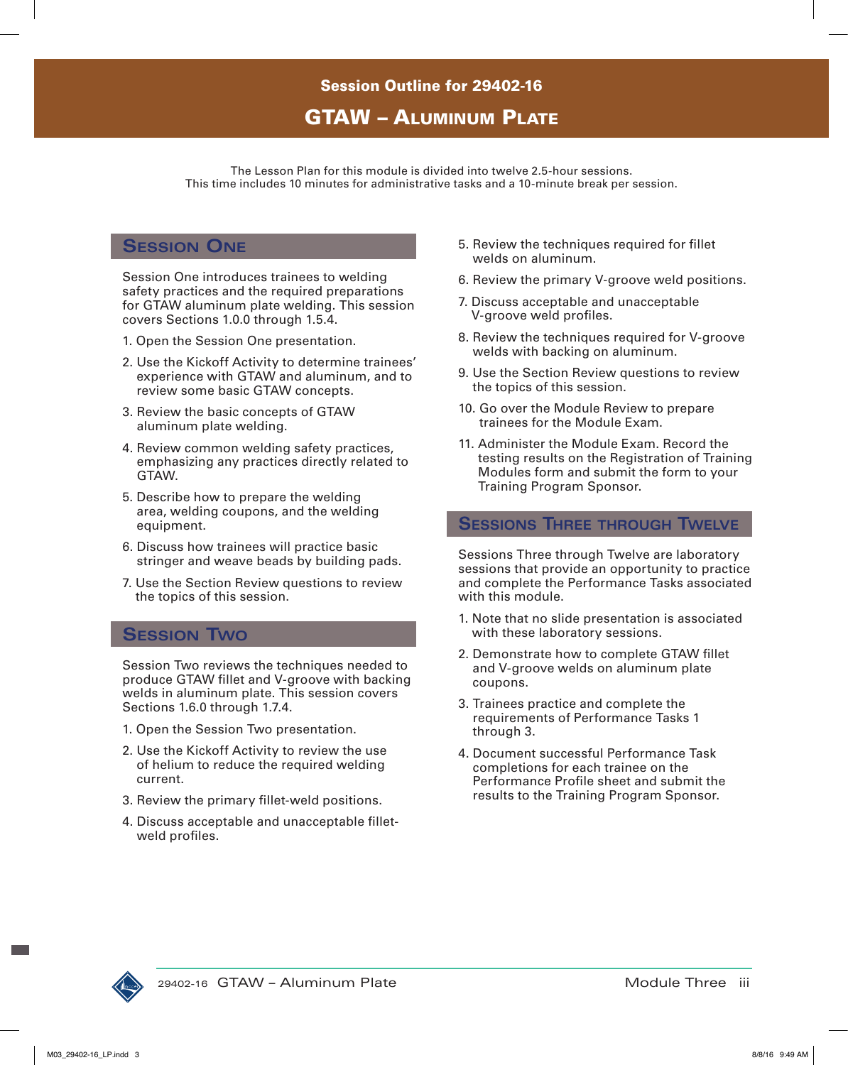# Session Outline for 29402-16

# GTAW – Aluminum Plate

The Lesson Plan for this module is divided into twelve 2.5-hour sessions.
This time includes 10 minutes for administrative tasks and a 10-minute break per session.

## Session One

Session One introduces trainees to welding safety practices and the required preparations for GTAW aluminum plate welding. This session covers Sections 1.0.0 through 1.5.4.

1. Open the Session One presentation.
2. Use the Kickoff Activity to determine trainees' experience with GTAW and aluminum, and to review some basic GTAW concepts.
3. Review the basic concepts of GTAW aluminum plate welding.
4. Review common welding safety practices, emphasizing any practices directly related to GTAW.
5. Describe how to prepare the welding area, welding coupons, and the welding equipment.
6. Discuss how trainees will practice basic stringer and weave beads by building pads.
7. Use the Section Review questions to review the topics of this session.

## Session Two

Session Two reviews the techniques needed to produce GTAW fillet and V-groove with backing welds in aluminum plate. This session covers Sections 1.6.0 through 1.7.4.

1. Open the Session Two presentation.
2. Use the Kickoff Activity to review the use of helium to reduce the required welding current.
3. Review the primary fillet-weld positions.
4. Discuss acceptable and unacceptable fillet-weld profiles.
5. Review the techniques required for fillet welds on aluminum.
6. Review the primary V-groove weld positions.
7. Discuss acceptable and unacceptable V-groove weld profiles.
8. Review the techniques required for V-groove welds with backing on aluminum.
9. Use the Section Review questions to review the topics of this session.
10. Go over the Module Review to prepare trainees for the Module Exam.
11. Administer the Module Exam. Record the testing results on the Registration of Training Modules form and submit the form to your Training Program Sponsor.

## Sessions Three through Twelve

Sessions Three through Twelve are laboratory sessions that provide an opportunity to practice and complete the Performance Tasks associated with this module.

1. Note that no slide presentation is associated with these laboratory sessions.
2. Demonstrate how to complete GTAW fillet and V-groove welds on aluminum plate coupons.
3. Trainees practice and complete the requirements of Performance Tasks 1 through 3.
4. Document successful Performance Task completions for each trainee on the Performance Profile sheet and submit the results to the Training Program Sponsor.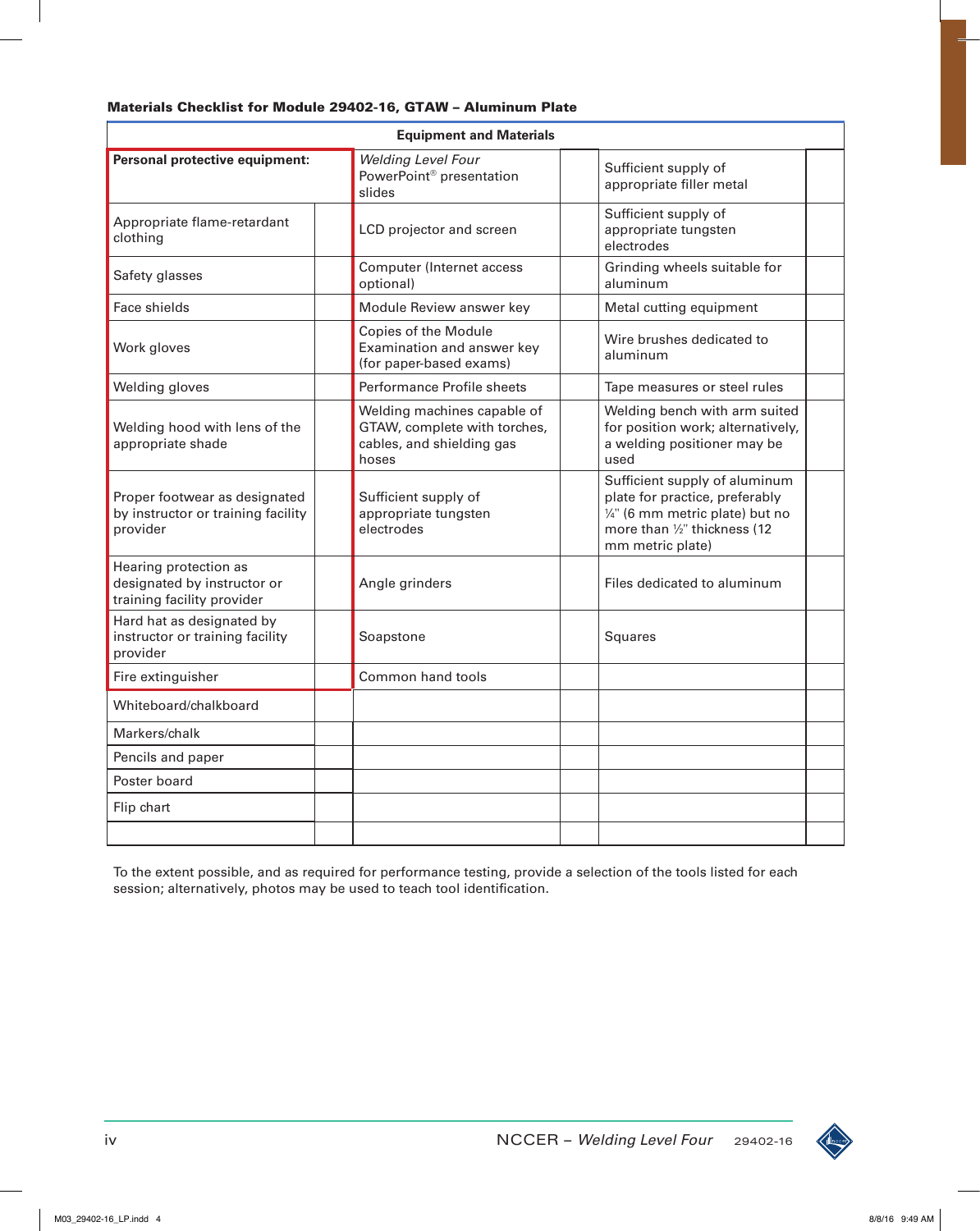**Materials Checklist for Module 29402-16, GTAW – Aluminum Plate**

| Equipment and Materials | | | | | |
|---|---|---|---|---|---|
| **Personal protective equipment:** | | *Welding Level Four* PowerPoint® presentation slides | | Sufficient supply of appropriate filler metal | |
| Appropriate flame-retardant clothing | | LCD projector and screen | | Sufficient supply of appropriate tungsten electrodes | |
| Safety glasses | | Computer (Internet access optional) | | Grinding wheels suitable for aluminum | |
| Face shields | | Module Review answer key | | Metal cutting equipment | |
| Work gloves | | Copies of the Module Examination and answer key (for paper-based exams) | | Wire brushes dedicated to aluminum | |
| Welding gloves | | Performance Profile sheets | | Tape measures or steel rules | |
| Welding hood with lens of the appropriate shade | | Welding machines capable of GTAW, complete with torches, cables, and shielding gas hoses | | Welding bench with arm suited for position work; alternatively, a welding positioner may be used | |
| Proper footwear as designated by instructor or training facility provider | | Sufficient supply of appropriate tungsten electrodes | | Sufficient supply of aluminum plate for practice, preferably ¼" (6 mm metric plate) but no more than ½" thickness (12 mm metric plate) | |
| Hearing protection as designated by instructor or training facility provider | | Angle grinders | | Files dedicated to aluminum | |
| Hard hat as designated by instructor or training facility provider | | Soapstone | | Squares | |
| Fire extinguisher | | Common hand tools | | | |
| Whiteboard/chalkboard | | | | | |
| Markers/chalk | | | | | |
| Pencils and paper | | | | | |
| Poster board | | | | | |
| Flip chart | | | | | |
| | | | | | |

To the extent possible, and as required for performance testing, provide a selection of the tools listed for each session; alternatively, photos may be used to teach tool identification.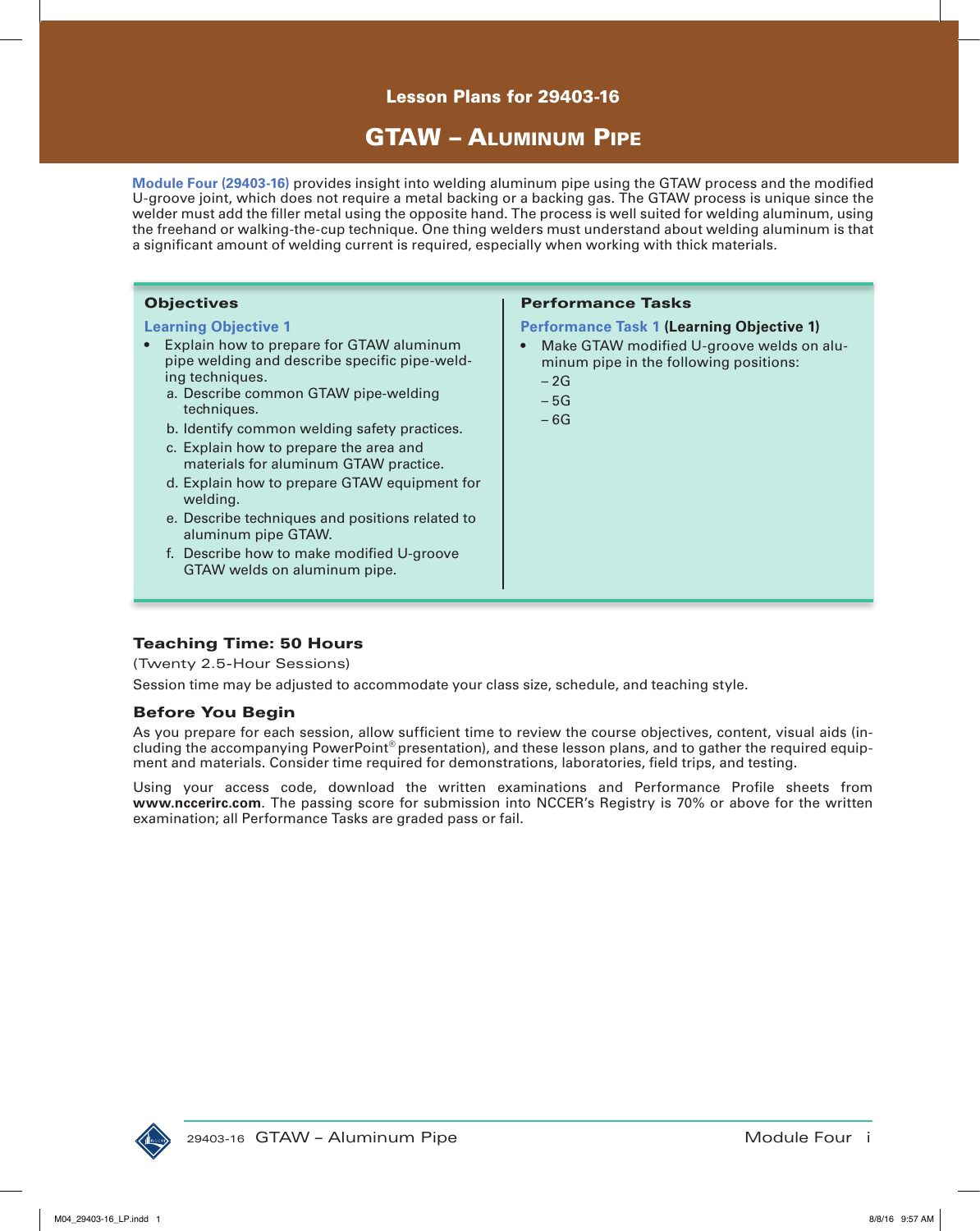# Lesson Plans for 29403-16

## GTAW – Aluminum Pipe

**Module Four (29403-16)** provides insight into welding aluminum pipe using the GTAW process and the modified U-groove joint, which does not require a metal backing or a backing gas. The GTAW process is unique since the welder must add the filler metal using the opposite hand. The process is well suited for welding aluminum, using the freehand or walking-the-cup technique. One thing welders must understand about welding aluminum is that a significant amount of welding current is required, especially when working with thick materials.

### Objectives

**Learning Objective 1**

- Explain how to prepare for GTAW aluminum pipe welding and describe specific pipe-welding techniques.
  - a. Describe common GTAW pipe-welding techniques.
  - b. Identify common welding safety practices.
  - c. Explain how to prepare the area and materials for aluminum GTAW practice.
  - d. Explain how to prepare GTAW equipment for welding.
  - e. Describe techniques and positions related to aluminum pipe GTAW.
  - f. Describe how to make modified U-groove GTAW welds on aluminum pipe.

### Performance Tasks

**Performance Task 1 (Learning Objective 1)**

- Make GTAW modified U-groove welds on aluminum pipe in the following positions:
  - 2G
  - 5G
  - 6G

### Teaching Time: 50 Hours

(Twenty 2.5-Hour Sessions)

Session time may be adjusted to accommodate your class size, schedule, and teaching style.

### Before You Begin

As you prepare for each session, allow sufficient time to review the course objectives, content, visual aids (including the accompanying PowerPoint® presentation), and these lesson plans, and to gather the required equipment and materials. Consider time required for demonstrations, laboratories, field trips, and testing.

Using your access code, download the written examinations and Performance Profile sheets from **www.nccerirc.com**. The passing score for submission into NCCER's Registry is 70% or above for the written examination; all Performance Tasks are graded pass or fail.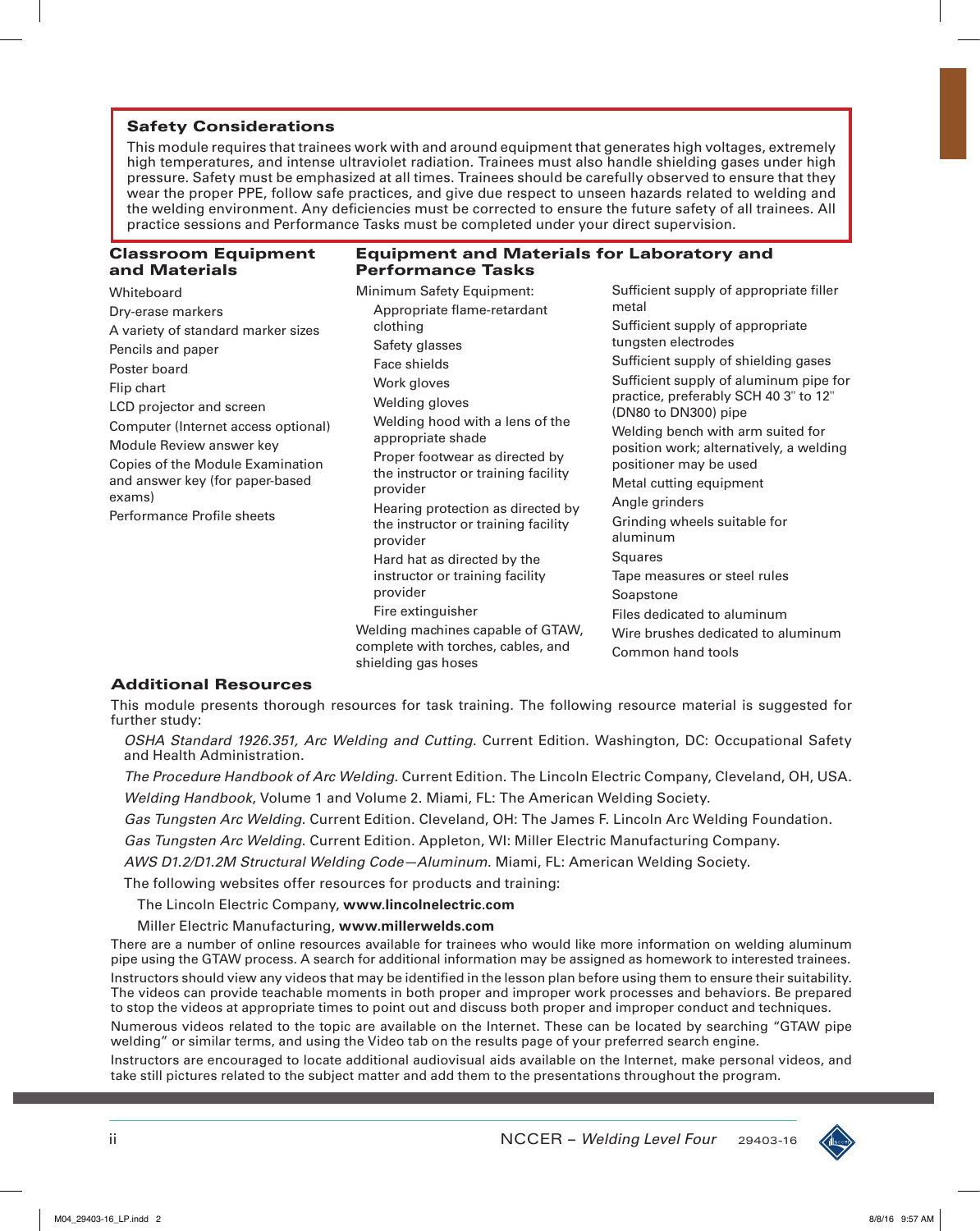## Safety Considerations

This module requires that trainees work with and around equipment that generates high voltages, extremely high temperatures, and intense ultraviolet radiation. Trainees must also handle shielding gases under high pressure. Safety must be emphasized at all times. Trainees should be carefully observed to ensure that they wear the proper PPE, follow safe practices, and give due respect to unseen hazards related to welding and the welding environment. Any deficiencies must be corrected to ensure the future safety of all trainees. All practice sessions and Performance Tasks must be completed under your direct supervision.

## Classroom Equipment and Materials

Whiteboard
Dry-erase markers
A variety of standard marker sizes
Pencils and paper
Poster board
Flip chart
LCD projector and screen
Computer (Internet access optional)
Module Review answer key
Copies of the Module Examination and answer key (for paper-based exams)
Performance Profile sheets

## Equipment and Materials for Laboratory and Performance Tasks

Minimum Safety Equipment:

- Appropriate flame-retardant clothing
- Safety glasses
- Face shields
- Work gloves
- Welding gloves
- Welding hood with a lens of the appropriate shade
- Proper footwear as directed by the instructor or training facility provider
- Hearing protection as directed by the instructor or training facility provider
- Hard hat as directed by the instructor or training facility provider
- Fire extinguisher

Welding machines capable of GTAW, complete with torches, cables, and shielding gas hoses
Sufficient supply of appropriate filler metal
Sufficient supply of appropriate tungsten electrodes
Sufficient supply of shielding gases
Sufficient supply of aluminum pipe for practice, preferably SCH 40 3" to 12" (DN80 to DN300) pipe
Welding bench with arm suited for position work; alternatively, a welding positioner may be used
Metal cutting equipment
Angle grinders
Grinding wheels suitable for aluminum
Squares
Tape measures or steel rules
Soapstone
Files dedicated to aluminum
Wire brushes dedicated to aluminum
Common hand tools

## Additional Resources

This module presents thorough resources for task training. The following resource material is suggested for further study:

*OSHA Standard 1926.351, Arc Welding and Cutting*. Current Edition. Washington, DC: Occupational Safety and Health Administration.

*The Procedure Handbook of Arc Welding*. Current Edition. The Lincoln Electric Company, Cleveland, OH, USA.

*Welding Handbook*, Volume 1 and Volume 2. Miami, FL: The American Welding Society.

*Gas Tungsten Arc Welding*. Current Edition. Cleveland, OH: The James F. Lincoln Arc Welding Foundation.

*Gas Tungsten Arc Welding*. Current Edition. Appleton, WI: Miller Electric Manufacturing Company.

*AWS D1.2/D1.2M Structural Welding Code—Aluminum*. Miami, FL: American Welding Society.

The following websites offer resources for products and training:

The Lincoln Electric Company, **www.lincolnelectric.com**

Miller Electric Manufacturing, **www.millerwelds.com**

There are a number of online resources available for trainees who would like more information on welding aluminum pipe using the GTAW process. A search for additional information may be assigned as homework to interested trainees.

Instructors should view any videos that may be identified in the lesson plan before using them to ensure their suitability. The videos can provide teachable moments in both proper and improper work processes and behaviors. Be prepared to stop the videos at appropriate times to point out and discuss both proper and improper conduct and techniques.

Numerous videos related to the topic are available on the Internet. These can be located by searching "GTAW pipe welding" or similar terms, and using the Video tab on the results page of your preferred search engine.

Instructors are encouraged to locate additional audiovisual aids available on the Internet, make personal videos, and take still pictures related to the subject matter and add them to the presentations throughout the program.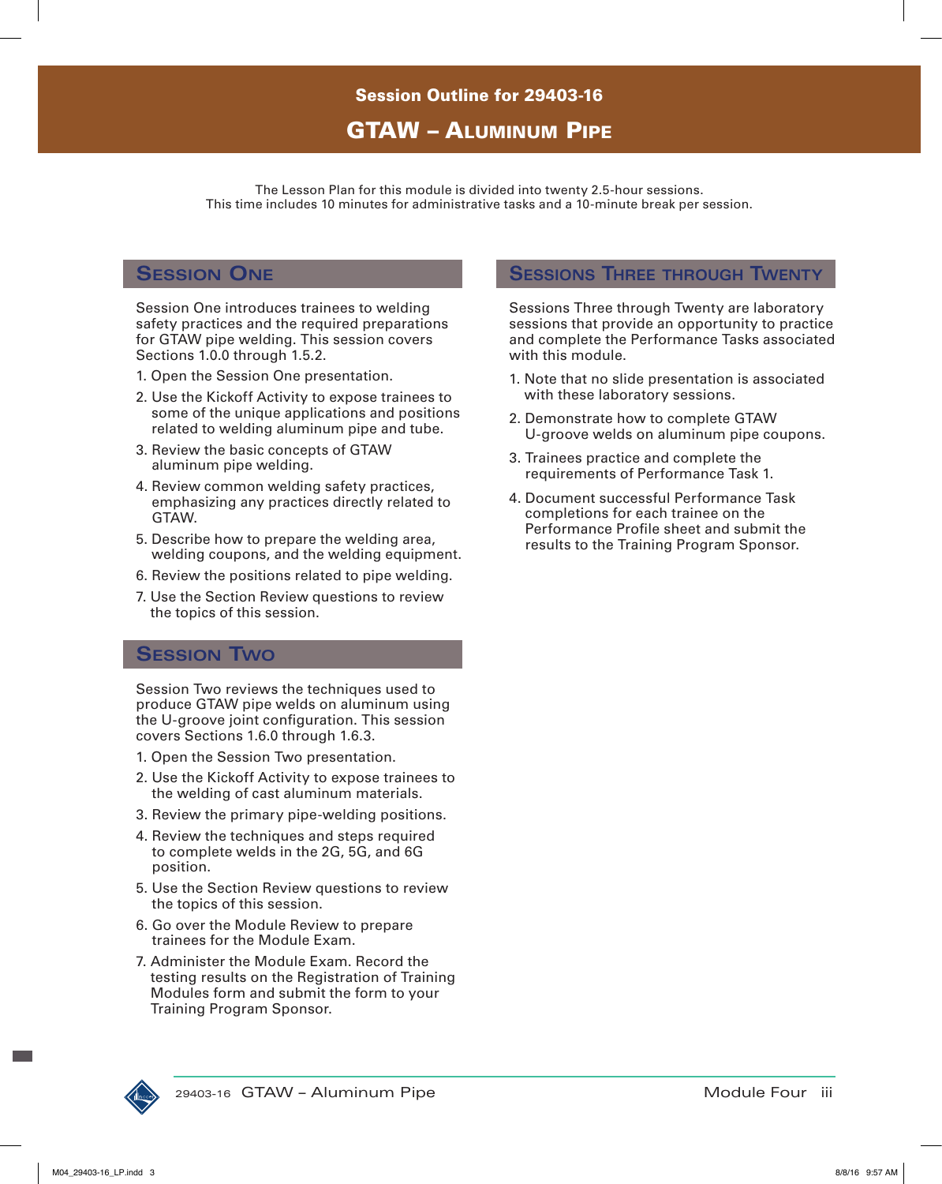# Session Outline for 29403-16

# GTAW – Aluminum Pipe

The Lesson Plan for this module is divided into twenty 2.5-hour sessions.
This time includes 10 minutes for administrative tasks and a 10-minute break per session.

## Session One

Session One introduces trainees to welding safety practices and the required preparations for GTAW pipe welding. This session covers Sections 1.0.0 through 1.5.2.

1. Open the Session One presentation.
2. Use the Kickoff Activity to expose trainees to some of the unique applications and positions related to welding aluminum pipe and tube.
3. Review the basic concepts of GTAW aluminum pipe welding.
4. Review common welding safety practices, emphasizing any practices directly related to GTAW.
5. Describe how to prepare the welding area, welding coupons, and the welding equipment.
6. Review the positions related to pipe welding.
7. Use the Section Review questions to review the topics of this session.

## Session Two

Session Two reviews the techniques used to produce GTAW pipe welds on aluminum using the U-groove joint configuration. This session covers Sections 1.6.0 through 1.6.3.

1. Open the Session Two presentation.
2. Use the Kickoff Activity to expose trainees to the welding of cast aluminum materials.
3. Review the primary pipe-welding positions.
4. Review the techniques and steps required to complete welds in the 2G, 5G, and 6G position.
5. Use the Section Review questions to review the topics of this session.
6. Go over the Module Review to prepare trainees for the Module Exam.
7. Administer the Module Exam. Record the testing results on the Registration of Training Modules form and submit the form to your Training Program Sponsor.

## Sessions Three through Twenty

Sessions Three through Twenty are laboratory sessions that provide an opportunity to practice and complete the Performance Tasks associated with this module.

1. Note that no slide presentation is associated with these laboratory sessions.
2. Demonstrate how to complete GTAW U-groove welds on aluminum pipe coupons.
3. Trainees practice and complete the requirements of Performance Task 1.
4. Document successful Performance Task completions for each trainee on the Performance Profile sheet and submit the results to the Training Program Sponsor.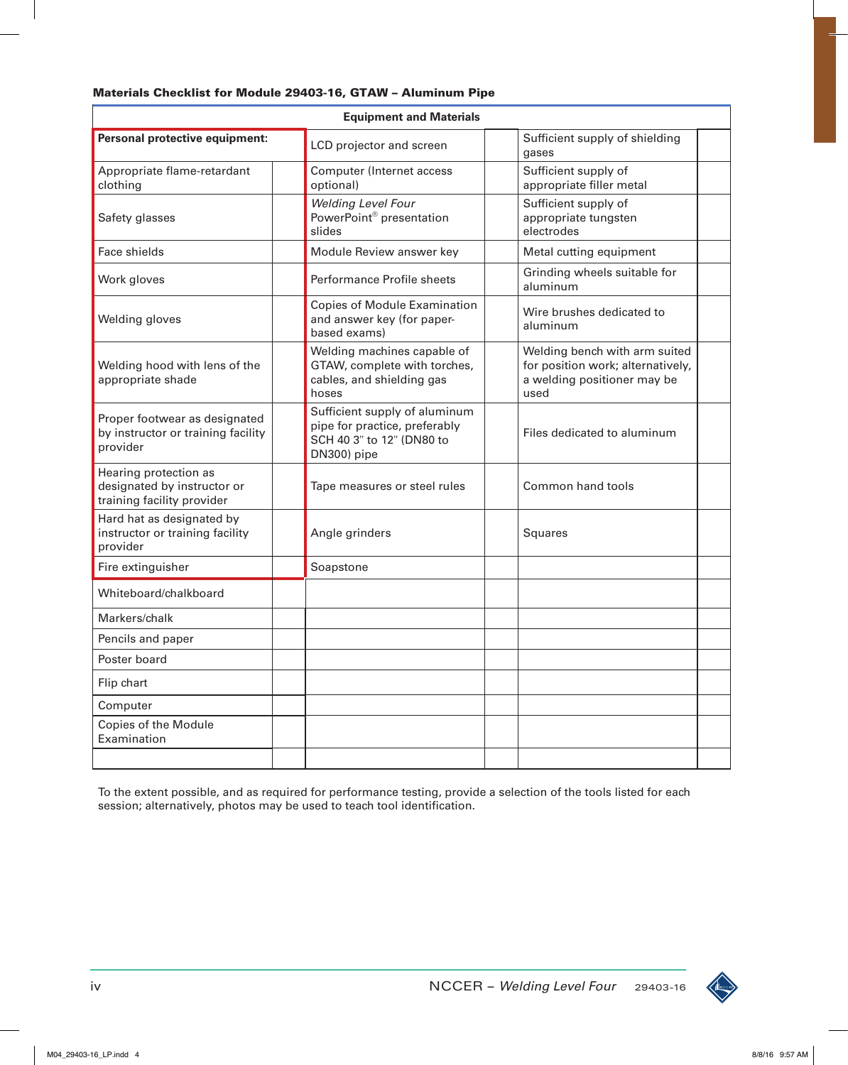**Materials Checklist for Module 29403-16, GTAW – Aluminum Pipe**

| Equipment and Materials | | | | | |
|---|---|---|---|---|---|
| **Personal protective equipment:** | | LCD projector and screen | | Sufficient supply of shielding gases | |
| Appropriate flame-retardant clothing | | Computer (Internet access optional) | | Sufficient supply of appropriate filler metal | |
| Safety glasses | | *Welding Level Four* PowerPoint® presentation slides | | Sufficient supply of appropriate tungsten electrodes | |
| Face shields | | Module Review answer key | | Metal cutting equipment | |
| Work gloves | | Performance Profile sheets | | Grinding wheels suitable for aluminum | |
| Welding gloves | | Copies of Module Examination and answer key (for paper-based exams) | | Wire brushes dedicated to aluminum | |
| Welding hood with lens of the appropriate shade | | Welding machines capable of GTAW, complete with torches, cables, and shielding gas hoses | | Welding bench with arm suited for position work; alternatively, a welding positioner may be used | |
| Proper footwear as designated by instructor or training facility provider | | Sufficient supply of aluminum pipe for practice, preferably SCH 40 3" to 12" (DN80 to DN300) pipe | | Files dedicated to aluminum | |
| Hearing protection as designated by instructor or training facility provider | | Tape measures or steel rules | | Common hand tools | |
| Hard hat as designated by instructor or training facility provider | | Angle grinders | | Squares | |
| Fire extinguisher | | Soapstone | | | |
| Whiteboard/chalkboard | | | | | |
| Markers/chalk | | | | | |
| Pencils and paper | | | | | |
| Poster board | | | | | |
| Flip chart | | | | | |
| Computer | | | | | |
| Copies of the Module Examination | | | | | |
| | | | | | |

To the extent possible, and as required for performance testing, provide a selection of the tools listed for each session; alternatively, photos may be used to teach tool identification.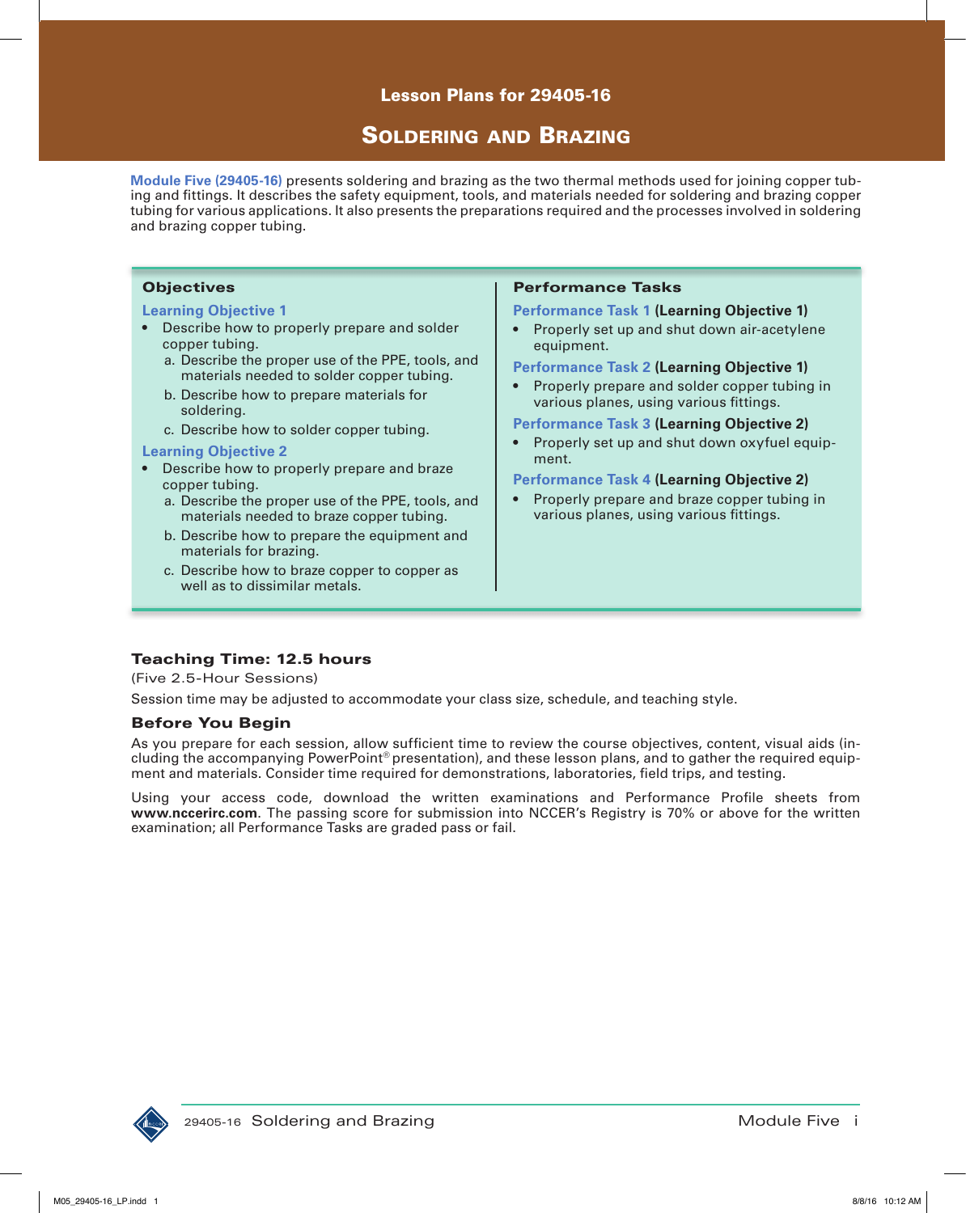Lesson Plans for 29405-16

# Soldering and Brazing

**Module Five (29405-16)** presents soldering and brazing as the two thermal methods used for joining copper tubing and fittings. It describes the safety equipment, tools, and materials needed for soldering and brazing copper tubing for various applications. It also presents the preparations required and the processes involved in soldering and brazing copper tubing.

## Objectives

**Learning Objective 1**

- Describe how to properly prepare and solder copper tubing.
  - a. Describe the proper use of the PPE, tools, and materials needed to solder copper tubing.
  - b. Describe how to prepare materials for soldering.
  - c. Describe how to solder copper tubing.

**Learning Objective 2**

- Describe how to properly prepare and braze copper tubing.
  - a. Describe the proper use of the PPE, tools, and materials needed to braze copper tubing.
  - b. Describe how to prepare the equipment and materials for brazing.
  - c. Describe how to braze copper to copper as well as to dissimilar metals.

## Performance Tasks

**Performance Task 1 (Learning Objective 1)**

- Properly set up and shut down air-acetylene equipment.

**Performance Task 2 (Learning Objective 1)**

- Properly prepare and solder copper tubing in various planes, using various fittings.

**Performance Task 3 (Learning Objective 2)**

- Properly set up and shut down oxyfuel equipment.

**Performance Task 4 (Learning Objective 2)**

- Properly prepare and braze copper tubing in various planes, using various fittings.

### Teaching Time: 12.5 hours

(Five 2.5-Hour Sessions)

Session time may be adjusted to accommodate your class size, schedule, and teaching style.

### Before You Begin

As you prepare for each session, allow sufficient time to review the course objectives, content, visual aids (including the accompanying PowerPoint® presentation), and these lesson plans, and to gather the required equipment and materials. Consider time required for demonstrations, laboratories, field trips, and testing.

Using your access code, download the written examinations and Performance Profile sheets from **www.nccerirc.com**. The passing score for submission into NCCER's Registry is 70% or above for the written examination; all Performance Tasks are graded pass or fail.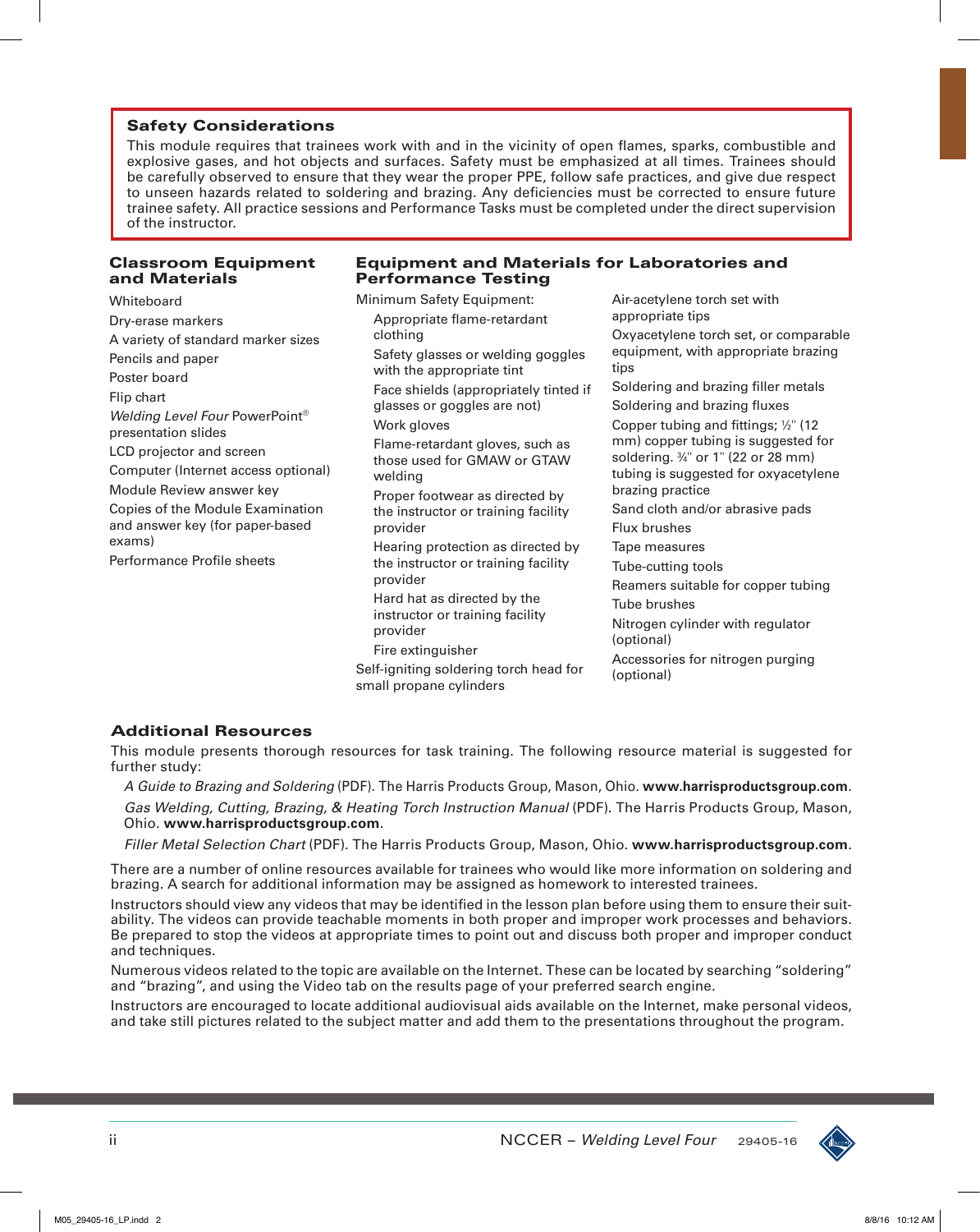## Safety Considerations

This module requires that trainees work with and in the vicinity of open flames, sparks, combustible and explosive gases, and hot objects and surfaces. Safety must be emphasized at all times. Trainees should be carefully observed to ensure that they wear the proper PPE, follow safe practices, and give due respect to unseen hazards related to soldering and brazing. Any deficiencies must be corrected to ensure future trainee safety. All practice sessions and Performance Tasks must be completed under the direct supervision of the instructor.

## Classroom Equipment and Materials

Whiteboard
Dry-erase markers
A variety of standard marker sizes
Pencils and paper
Poster board
Flip chart
*Welding Level Four* PowerPoint® presentation slides
LCD projector and screen
Computer (Internet access optional)
Module Review answer key
Copies of the Module Examination and answer key (for paper-based exams)
Performance Profile sheets

## Equipment and Materials for Laboratories and Performance Testing

Minimum Safety Equipment:

- Appropriate flame-retardant clothing
- Safety glasses or welding goggles with the appropriate tint
- Face shields (appropriately tinted if glasses or goggles are not)
- Work gloves
- Flame-retardant gloves, such as those used for GMAW or GTAW welding
- Proper footwear as directed by the instructor or training facility provider
- Hearing protection as directed by the instructor or training facility provider
- Hard hat as directed by the instructor or training facility provider
- Fire extinguisher

Self-igniting soldering torch head for small propane cylinders
Air-acetylene torch set with appropriate tips
Oxyacetylene torch set, or comparable equipment, with appropriate brazing tips
Soldering and brazing filler metals
Soldering and brazing fluxes
Copper tubing and fittings; ½" (12 mm) copper tubing is suggested for soldering. ¾" or 1" (22 or 28 mm) tubing is suggested for oxyacetylene brazing practice
Sand cloth and/or abrasive pads
Flux brushes
Tape measures
Tube-cutting tools
Reamers suitable for copper tubing
Tube brushes
Nitrogen cylinder with regulator (optional)
Accessories for nitrogen purging (optional)

## Additional Resources

This module presents thorough resources for task training. The following resource material is suggested for further study:

*A Guide to Brazing and Soldering* (PDF). The Harris Products Group, Mason, Ohio. **www.harrisproductsgroup.com**.

*Gas Welding, Cutting, Brazing, & Heating Torch Instruction Manual* (PDF). The Harris Products Group, Mason, Ohio. **www.harrisproductsgroup.com**.

*Filler Metal Selection Chart* (PDF). The Harris Products Group, Mason, Ohio. **www.harrisproductsgroup.com**.

There are a number of online resources available for trainees who would like more information on soldering and brazing. A search for additional information may be assigned as homework to interested trainees.

Instructors should view any videos that may be identified in the lesson plan before using them to ensure their suitability. The videos can provide teachable moments in both proper and improper work processes and behaviors. Be prepared to stop the videos at appropriate times to point out and discuss both proper and improper conduct and techniques.

Numerous videos related to the topic are available on the Internet. These can be located by searching "soldering" and "brazing", and using the Video tab on the results page of your preferred search engine.

Instructors are encouraged to locate additional audiovisual aids available on the Internet, make personal videos, and take still pictures related to the subject matter and add them to the presentations throughout the program.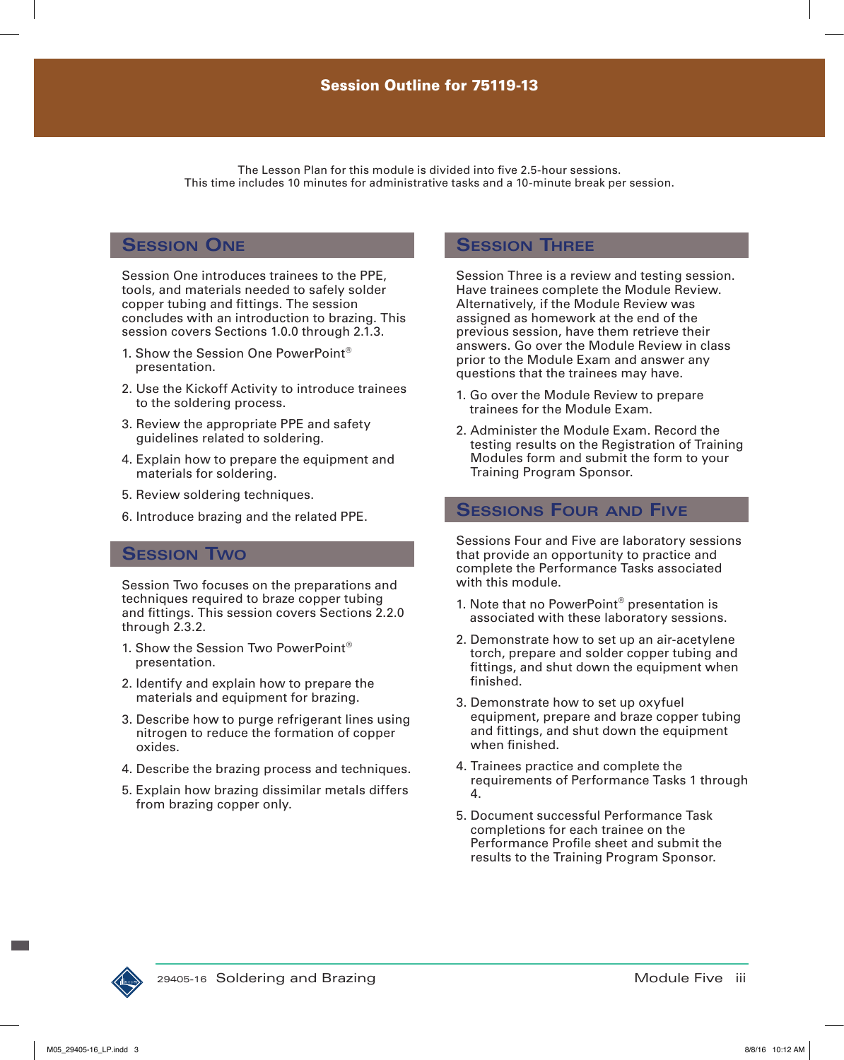# Session Outline for 75119-13

The Lesson Plan for this module is divided into five 2.5-hour sessions.
This time includes 10 minutes for administrative tasks and a 10-minute break per session.

## Session One

Session One introduces trainees to the PPE, tools, and materials needed to safely solder copper tubing and fittings. The session concludes with an introduction to brazing. This session covers Sections 1.0.0 through 2.1.3.

1. Show the Session One PowerPoint® presentation.
2. Use the Kickoff Activity to introduce trainees to the soldering process.
3. Review the appropriate PPE and safety guidelines related to soldering.
4. Explain how to prepare the equipment and materials for soldering.
5. Review soldering techniques.
6. Introduce brazing and the related PPE.

## Session Two

Session Two focuses on the preparations and techniques required to braze copper tubing and fittings. This session covers Sections 2.2.0 through 2.3.2.

1. Show the Session Two PowerPoint® presentation.
2. Identify and explain how to prepare the materials and equipment for brazing.
3. Describe how to purge refrigerant lines using nitrogen to reduce the formation of copper oxides.
4. Describe the brazing process and techniques.
5. Explain how brazing dissimilar metals differs from brazing copper only.

## Session Three

Session Three is a review and testing session. Have trainees complete the Module Review. Alternatively, if the Module Review was assigned as homework at the end of the previous session, have them retrieve their answers. Go over the Module Review in class prior to the Module Exam and answer any questions that the trainees may have.

1. Go over the Module Review to prepare trainees for the Module Exam.
2. Administer the Module Exam. Record the testing results on the Registration of Training Modules form and submit the form to your Training Program Sponsor.

## Sessions Four and Five

Sessions Four and Five are laboratory sessions that provide an opportunity to practice and complete the Performance Tasks associated with this module.

1. Note that no PowerPoint® presentation is associated with these laboratory sessions.
2. Demonstrate how to set up an air-acetylene torch, prepare and solder copper tubing and fittings, and shut down the equipment when finished.
3. Demonstrate how to set up oxyfuel equipment, prepare and braze copper tubing and fittings, and shut down the equipment when finished.
4. Trainees practice and complete the requirements of Performance Tasks 1 through 4.
5. Document successful Performance Task completions for each trainee on the Performance Profile sheet and submit the results to the Training Program Sponsor.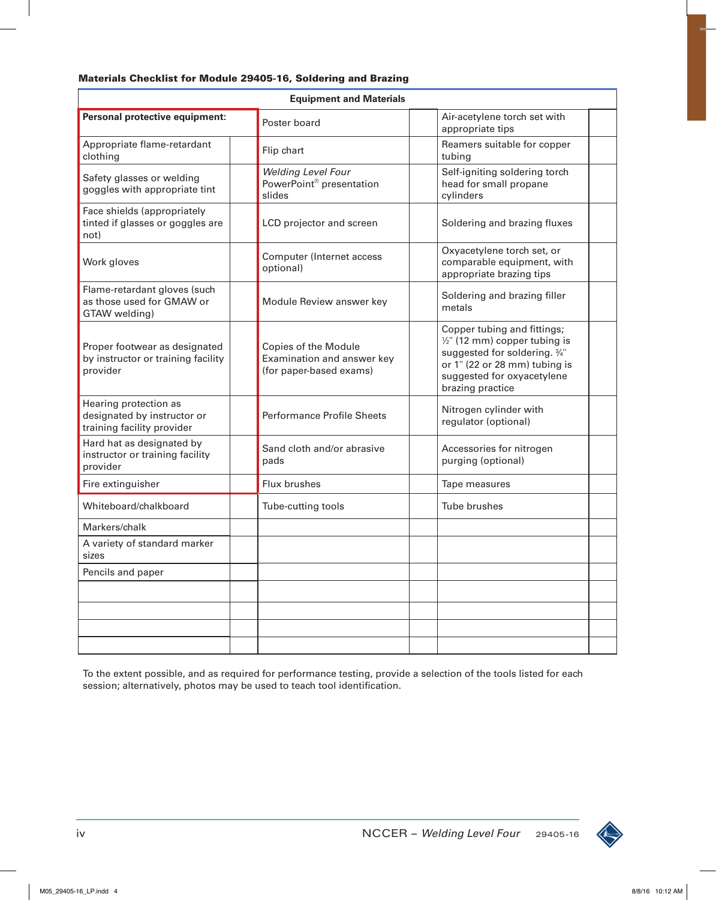**Materials Checklist for Module 29405-16, Soldering and Brazing**

| Equipment and Materials | | | | | |
|---|---|---|---|---|---|
| **Personal protective equipment:** | | Poster board | | Air-acetylene torch set with appropriate tips | |
| Appropriate flame-retardant clothing | | Flip chart | | Reamers suitable for copper tubing | |
| Safety glasses or welding goggles with appropriate tint | | *Welding Level Four* PowerPoint® presentation slides | | Self-igniting soldering torch head for small propane cylinders | |
| Face shields (appropriately tinted if glasses or goggles are not) | | LCD projector and screen | | Soldering and brazing fluxes | |
| Work gloves | | Computer (Internet access optional) | | Oxyacetylene torch set, or comparable equipment, with appropriate brazing tips | |
| Flame-retardant gloves (such as those used for GMAW or GTAW welding) | | Module Review answer key | | Soldering and brazing filler metals | |
| Proper footwear as designated by instructor or training facility provider | | Copies of the Module Examination and answer key (for paper-based exams) | | Copper tubing and fittings; ½" (12 mm) copper tubing is suggested for soldering. ¾" or 1" (22 or 28 mm) tubing is suggested for oxyacetylene brazing practice | |
| Hearing protection as designated by instructor or training facility provider | | Performance Profile Sheets | | Nitrogen cylinder with regulator (optional) | |
| Hard hat as designated by instructor or training facility provider | | Sand cloth and/or abrasive pads | | Accessories for nitrogen purging (optional) | |
| Fire extinguisher | | Flux brushes | | Tape measures | |
| Whiteboard/chalkboard | | Tube-cutting tools | | Tube brushes | |
| Markers/chalk | | | | | |
| A variety of standard marker sizes | | | | | |
| Pencils and paper | | | | | |
| | | | | | |
| | | | | | |
| | | | | | |
| | | | | | |

To the extent possible, and as required for performance testing, provide a selection of the tools listed for each session; alternatively, photos may be used to teach tool identification.